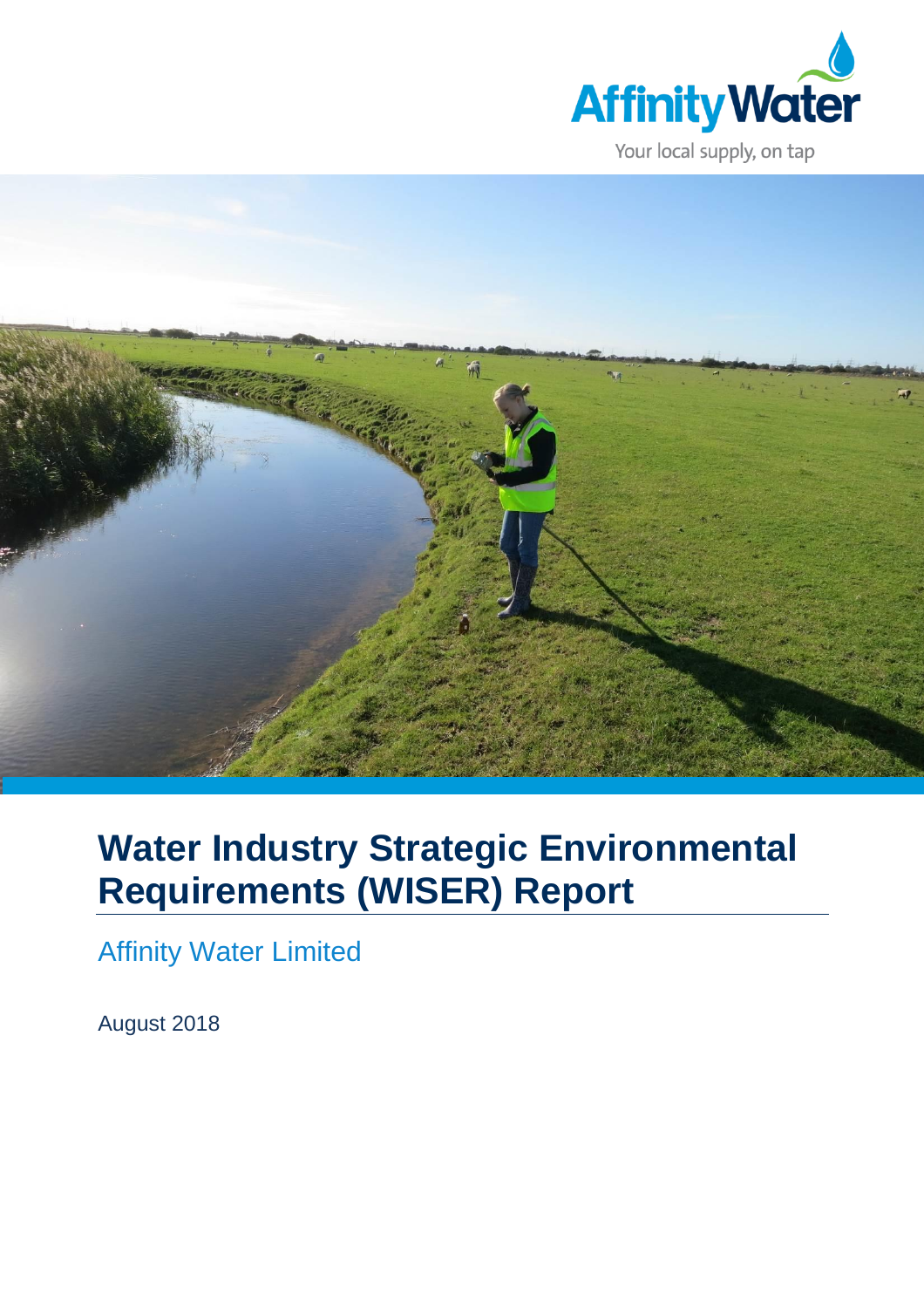Affinity Water

Your local supply, on tap

# Water Industry Strategic Environmental Requirements (WISER) Report

Affinity Water Limited

August 2018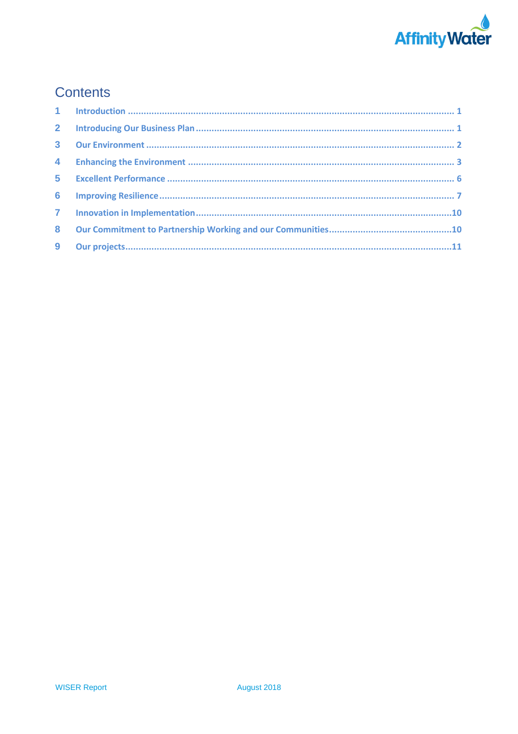# Contents

| | | |
|---|---|---|
| 1 | Introduction | 1 |
| 2 | Introducing Our Business Plan | 1 |
| 3 | Our Environment | 2 |
| 4 | Enhancing the Environment | 3 |
| 5 | Excellent Performance | 6 |
| 6 | Improving Resilience | 7 |
| 7 | Innovation in Implementation | 10 |
| 8 | Our Commitment to Partnership Working and our Communities | 10 |
| 9 | Our projects | 11 |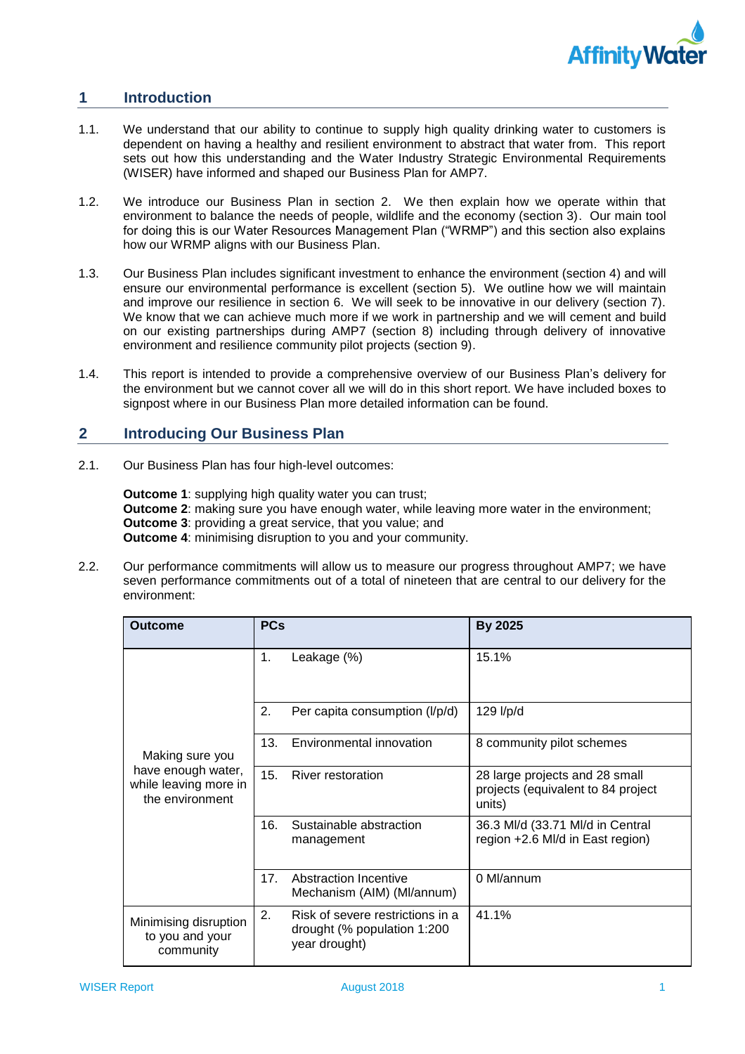## 1 Introduction

1.1. We understand that our ability to continue to supply high quality drinking water to customers is dependent on having a healthy and resilient environment to abstract that water from. This report sets out how this understanding and the Water Industry Strategic Environmental Requirements (WISER) have informed and shaped our Business Plan for AMP7.

1.2. We introduce our Business Plan in section 2. We then explain how we operate within that environment to balance the needs of people, wildlife and the economy (section 3). Our main tool for doing this is our Water Resources Management Plan ("WRMP") and this section also explains how our WRMP aligns with our Business Plan.

1.3. Our Business Plan includes significant investment to enhance the environment (section 4) and will ensure our environmental performance is excellent (section 5). We outline how we will maintain and improve our resilience in section 6. We will seek to be innovative in our delivery (section 7). We know that we can achieve much more if we work in partnership and we will cement and build on our existing partnerships during AMP7 (section 8) including through delivery of innovative environment and resilience community pilot projects (section 9).

1.4. This report is intended to provide a comprehensive overview of our Business Plan's delivery for the environment but we cannot cover all we will do in this short report. We have included boxes to signpost where in our Business Plan more detailed information can be found.

## 2 Introducing Our Business Plan

2.1. Our Business Plan has four high-level outcomes:

**Outcome 1**: supplying high quality water you can trust;
**Outcome 2**: making sure you have enough water, while leaving more water in the environment;
**Outcome 3**: providing a great service, that you value; and
**Outcome 4**: minimising disruption to you and your community.

2.2. Our performance commitments will allow us to measure our progress throughout AMP7; we have seven performance commitments out of a total of nineteen that are central to our delivery for the environment:

| Outcome | PCs | By 2025 |
|---|---|---|
| Making sure you have enough water, while leaving more in the environment | 1. Leakage (%) | 15.1% |
| | 2. Per capita consumption (l/p/d) | 129 l/p/d |
| | 13. Environmental innovation | 8 community pilot schemes |
| | 15. River restoration | 28 large projects and 28 small projects (equivalent to 84 project units) |
| | 16. Sustainable abstraction management | 36.3 Ml/d (33.71 Ml/d in Central region +2.6 Ml/d in East region) |
| | 17. Abstraction Incentive Mechanism (AIM) (Ml/annum) | 0 Ml/annum |
| Minimising disruption to you and your community | 2. Risk of severe restrictions in a drought (% population 1:200 year drought) | 41.1% |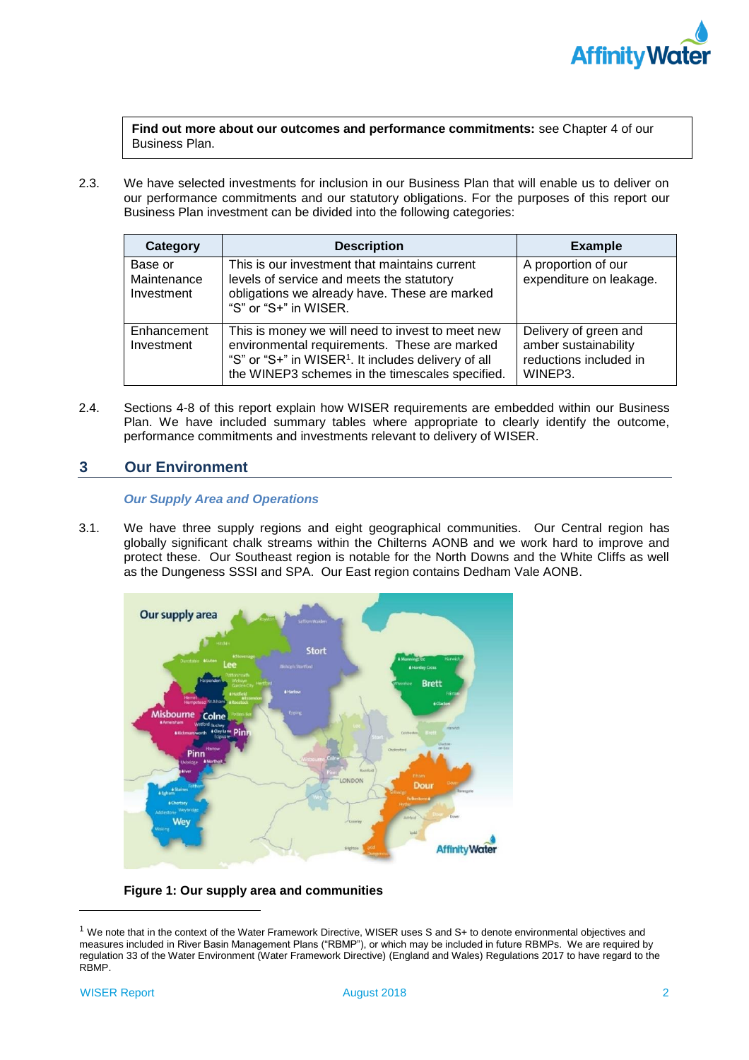> **Find out more about our outcomes and performance commitments:** see Chapter 4 of our Business Plan.

2.3. We have selected investments for inclusion in our Business Plan that will enable us to deliver on our performance commitments and our statutory obligations. For the purposes of this report our Business Plan investment can be divided into the following categories:

| Category | Description | Example |
| --- | --- | --- |
| Base or Maintenance Investment | This is our investment that maintains current levels of service and meets the statutory obligations we already have. These are marked "S" or "S+" in WISER. | A proportion of our expenditure on leakage. |
| Enhancement Investment | This is money we will need to invest to meet new environmental requirements. These are marked "S" or "S+" in WISER[1]. It includes delivery of all the WINEP3 schemes in the timescales specified. | Delivery of green and amber sustainability reductions included in WINEP3. |

2.4. Sections 4-8 of this report explain how WISER requirements are embedded within our Business Plan. We have included summary tables where appropriate to clearly identify the outcome, performance commitments and investments relevant to delivery of WISER.

## 3 Our Environment

### *Our Supply Area and Operations*

3.1. We have three supply regions and eight geographical communities. Our Central region has globally significant chalk streams within the Chilterns AONB and we work hard to improve and protect these. Our Southeast region is notable for the North Downs and the White Cliffs as well as the Dungeness SSSI and SPA. Our East region contains Dedham Vale AONB.

**Figure 1: Our supply area and communities**

[1] We note that in the context of the Water Framework Directive, WISER uses S and S+ to denote environmental objectives and measures included in River Basin Management Plans ("RBMP"), or which may be included in future RBMPs. We are required by regulation 33 of the Water Environment (Water Framework Directive) (England and Wales) Regulations 2017 to have regard to the RBMP.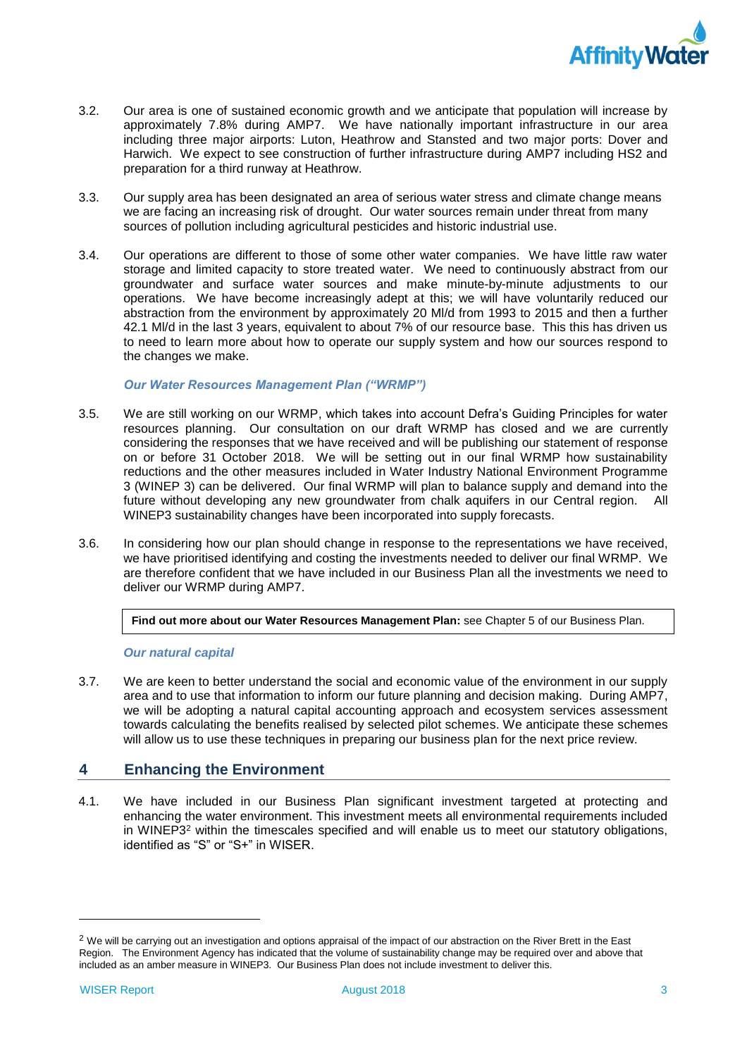3.2. Our area is one of sustained economic growth and we anticipate that population will increase by approximately 7.8% during AMP7. We have nationally important infrastructure in our area including three major airports: Luton, Heathrow and Stansted and two major ports: Dover and Harwich. We expect to see construction of further infrastructure during AMP7 including HS2 and preparation for a third runway at Heathrow.

3.3. Our supply area has been designated an area of serious water stress and climate change means we are facing an increasing risk of drought. Our water sources remain under threat from many sources of pollution including agricultural pesticides and historic industrial use.

3.4. Our operations are different to those of some other water companies. We have little raw water storage and limited capacity to store treated water. We need to continuously abstract from our groundwater and surface water sources and make minute-by-minute adjustments to our operations. We have become increasingly adept at this; we will have voluntarily reduced our abstraction from the environment by approximately 20 Ml/d from 1993 to 2015 and then a further 42.1 Ml/d in the last 3 years, equivalent to about 7% of our resource base. This this has driven us to need to learn more about how to operate our supply system and how our sources respond to the changes we make.

### *Our Water Resources Management Plan ("WRMP")*

3.5. We are still working on our WRMP, which takes into account Defra's Guiding Principles for water resources planning. Our consultation on our draft WRMP has closed and we are currently considering the responses that we have received and will be publishing our statement of response on or before 31 October 2018. We will be setting out in our final WRMP how sustainability reductions and the other measures included in Water Industry National Environment Programme 3 (WINEP 3) can be delivered. Our final WRMP will plan to balance supply and demand into the future without developing any new groundwater from chalk aquifers in our Central region. All WINEP3 sustainability changes have been incorporated into supply forecasts.

3.6. In considering how our plan should change in response to the representations we have received, we have prioritised identifying and costing the investments needed to deliver our final WRMP. We are therefore confident that we have included in our Business Plan all the investments we need to deliver our WRMP during AMP7.

> **Find out more about our Water Resources Management Plan:** see Chapter 5 of our Business Plan.

### *Our natural capital*

3.7. We are keen to better understand the social and economic value of the environment in our supply area and to use that information to inform our future planning and decision making. During AMP7, we will be adopting a natural capital accounting approach and ecosystem services assessment towards calculating the benefits realised by selected pilot schemes. We anticipate these schemes will allow us to use these techniques in preparing our business plan for the next price review.

## 4 Enhancing the Environment

4.1. We have included in our Business Plan significant investment targeted at protecting and enhancing the water environment. This investment meets all environmental requirements included in WINEP3[2] within the timescales specified and will enable us to meet our statutory obligations, identified as "S" or "S+" in WISER.

---

[2] We will be carrying out an investigation and options appraisal of the impact of our abstraction on the River Brett in the East Region. The Environment Agency has indicated that the volume of sustainability change may be required over and above that included as an amber measure in WINEP3. Our Business Plan does not include investment to deliver this.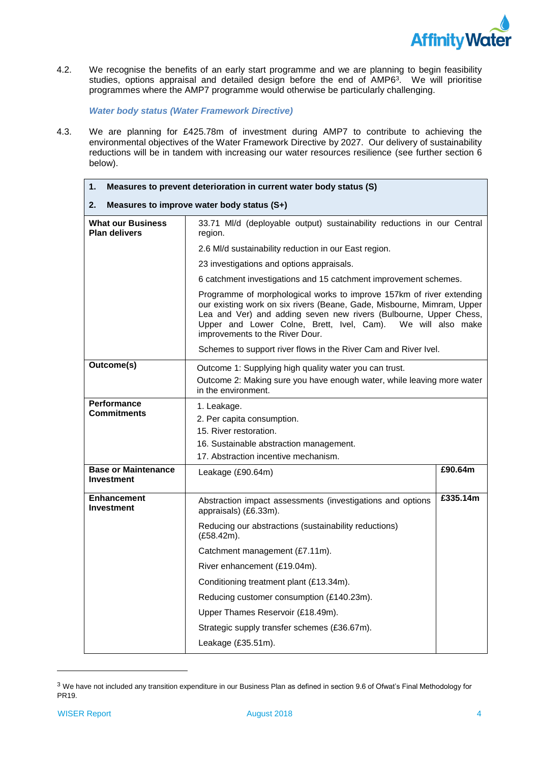4.2. We recognise the benefits of an early start programme and we are planning to begin feasibility studies, options appraisal and detailed design before the end of AMP6[3]. We will prioritise programmes where the AMP7 programme would otherwise be particularly challenging.

### *Water body status (Water Framework Directive)*

4.3. We are planning for £425.78m of investment during AMP7 to contribute to achieving the environmental objectives of the Water Framework Directive by 2027. Our delivery of sustainability reductions will be in tandem with increasing our water resources resilience (see further section 6 below).

| **1. Measures to prevent deterioration in current water body status (S)**<br>**2. Measures to improve water body status (S+)** | | |
|---|---|---|
| **What our Business Plan delivers** | 33.71 Ml/d (deployable output) sustainability reductions in our Central region.<br>2.6 Ml/d sustainability reduction in our East region.<br>23 investigations and options appraisals.<br>6 catchment investigations and 15 catchment improvement schemes.<br>Programme of morphological works to improve 157km of river extending our existing work on six rivers (Beane, Gade, Misbourne, Mimram, Upper Lea and Ver) and adding seven new rivers (Bulbourne, Upper Chess, Upper and Lower Colne, Brett, Ivel, Cam). We will also make improvements to the River Dour.<br>Schemes to support river flows in the River Cam and River Ivel. | |
| **Outcome(s)** | Outcome 1: Supplying high quality water you can trust.<br>Outcome 2: Making sure you have enough water, while leaving more water in the environment. | |
| **Performance Commitments** | 1. Leakage.<br>2. Per capita consumption.<br>15. River restoration.<br>16. Sustainable abstraction management.<br>17. Abstraction incentive mechanism. | |
| **Base or Maintenance Investment** | Leakage (£90.64m) | **£90.64m** |
| **Enhancement Investment** | Abstraction impact assessments (investigations and options appraisals) (£6.33m).<br>Reducing our abstractions (sustainability reductions) (£58.42m).<br>Catchment management (£7.11m).<br>River enhancement (£19.04m).<br>Conditioning treatment plant (£13.34m).<br>Reducing customer consumption (£140.23m).<br>Upper Thames Reservoir (£18.49m).<br>Strategic supply transfer schemes (£36.67m).<br>Leakage (£35.51m). | **£335.14m** |

[3] We have not included any transition expenditure in our Business Plan as defined in section 9.6 of Ofwat's Final Methodology for PR19.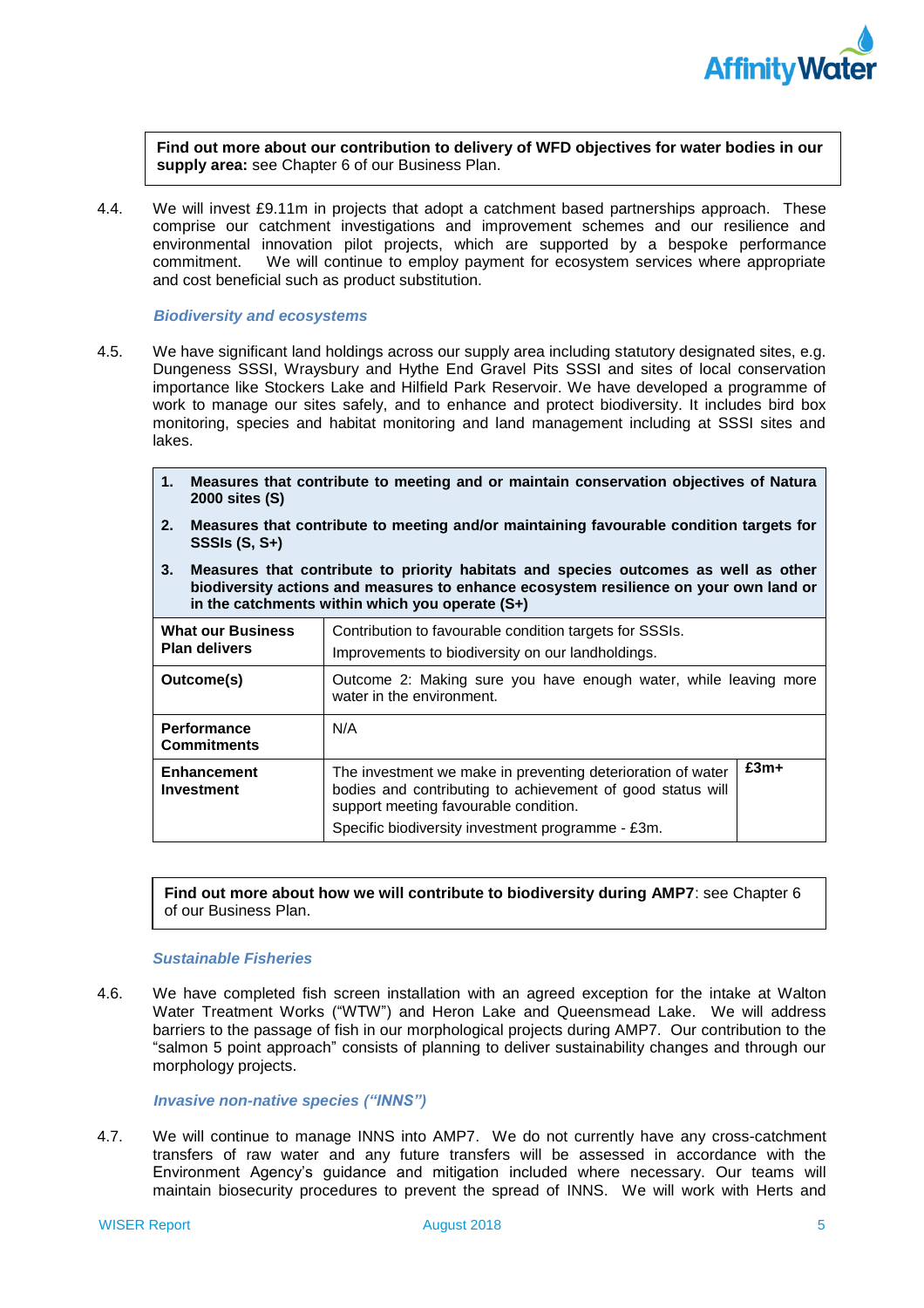**Find out more about our contribution to delivery of WFD objectives for water bodies in our supply area:** see Chapter 6 of our Business Plan.

4.4. We will invest £9.11m in projects that adopt a catchment based partnerships approach. These comprise our catchment investigations and improvement schemes and our resilience and environmental innovation pilot projects, which are supported by a bespoke performance commitment. We will continue to employ payment for ecosystem services where appropriate and cost beneficial such as product substitution.

### *Biodiversity and ecosystems*

4.5. We have significant land holdings across our supply area including statutory designated sites, e.g. Dungeness SSSI, Wraysbury and Hythe End Gravel Pits SSSI and sites of local conservation importance like Stockers Lake and Hilfield Park Reservoir. We have developed a programme of work to manage our sites safely, and to enhance and protect biodiversity. It includes bird box monitoring, species and habitat monitoring and land management including at SSSI sites and lakes.

1. **Measures that contribute to meeting and or maintain conservation objectives of Natura 2000 sites (S)**
2. **Measures that contribute to meeting and/or maintaining favourable condition targets for SSSIs (S, S+)**
3. **Measures that contribute to priority habitats and species outcomes as well as other biodiversity actions and measures to enhance ecosystem resilience on your own land or in the catchments within which you operate (S+)**

| | | |
|---|---|---|
| **What our Business Plan delivers** | Contribution to favourable condition targets for SSSIs.<br>Improvements to biodiversity on our landholdings. | |
| **Outcome(s)** | Outcome 2: Making sure you have enough water, while leaving more water in the environment. | |
| **Performance Commitments** | N/A | |
| **Enhancement Investment** | The investment we make in preventing deterioration of water bodies and contributing to achievement of good status will support meeting favourable condition.<br>Specific biodiversity investment programme - £3m. | **£3m+** |

**Find out more about how we will contribute to biodiversity during AMP7**: see Chapter 6 of our Business Plan.

### *Sustainable Fisheries*

4.6. We have completed fish screen installation with an agreed exception for the intake at Walton Water Treatment Works ("WTW") and Heron Lake and Queensmead Lake. We will address barriers to the passage of fish in our morphological projects during AMP7. Our contribution to the "salmon 5 point approach" consists of planning to deliver sustainability changes and through our morphology projects.

### *Invasive non-native species ("INNS")*

4.7. We will continue to manage INNS into AMP7. We do not currently have any cross-catchment transfers of raw water and any future transfers will be assessed in accordance with the Environment Agency's guidance and mitigation included where necessary. Our teams will maintain biosecurity procedures to prevent the spread of INNS. We will work with Herts and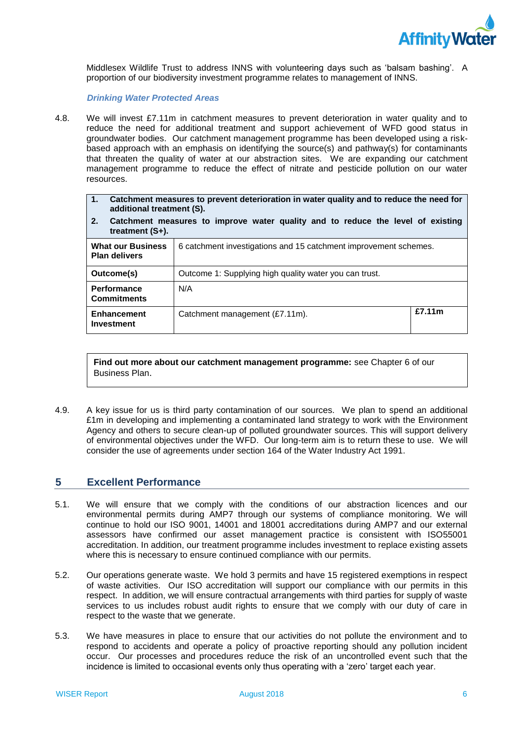Middlesex Wildlife Trust to address INNS with volunteering days such as 'balsam bashing'. A proportion of our biodiversity investment programme relates to management of INNS.

***Drinking Water Protected Areas***

4.8. We will invest £7.11m in catchment measures to prevent deterioration in water quality and to reduce the need for additional treatment and support achievement of WFD good status in groundwater bodies. Our catchment management programme has been developed using a risk-based approach with an emphasis on identifying the source(s) and pathway(s) for contaminants that threaten the quality of water at our abstraction sites. We are expanding our catchment management programme to reduce the effect of nitrate and pesticide pollution on our water resources.

| **1. Catchment measures to prevent deterioration in water quality and to reduce the need for additional treatment (S).<br>2. Catchment measures to improve water quality and to reduce the level of existing treatment (S+).** | | |
|---|---|---|
| **What our Business Plan delivers** | 6 catchment investigations and 15 catchment improvement schemes. | |
| **Outcome(s)** | Outcome 1: Supplying high quality water you can trust. | |
| **Performance Commitments** | N/A | |
| **Enhancement Investment** | Catchment management (£7.11m). | **£7.11m** |

**Find out more about our catchment management programme:** see Chapter 6 of our Business Plan.

4.9. A key issue for us is third party contamination of our sources. We plan to spend an additional £1m in developing and implementing a contaminated land strategy to work with the Environment Agency and others to secure clean-up of polluted groundwater sources. This will support delivery of environmental objectives under the WFD. Our long-term aim is to return these to use. We will consider the use of agreements under section 164 of the Water Industry Act 1991.

## 5 Excellent Performance

5.1. We will ensure that we comply with the conditions of our abstraction licences and our environmental permits during AMP7 through our systems of compliance monitoring. We will continue to hold our ISO 9001, 14001 and 18001 accreditations during AMP7 and our external assessors have confirmed our asset management practice is consistent with ISO55001 accreditation. In addition, our treatment programme includes investment to replace existing assets where this is necessary to ensure continued compliance with our permits.

5.2. Our operations generate waste. We hold 3 permits and have 15 registered exemptions in respect of waste activities. Our ISO accreditation will support our compliance with our permits in this respect. In addition, we will ensure contractual arrangements with third parties for supply of waste services to us includes robust audit rights to ensure that we comply with our duty of care in respect to the waste that we generate.

5.3. We have measures in place to ensure that our activities do not pollute the environment and to respond to accidents and operate a policy of proactive reporting should any pollution incident occur. Our processes and procedures reduce the risk of an uncontrolled event such that the incidence is limited to occasional events only thus operating with a 'zero' target each year.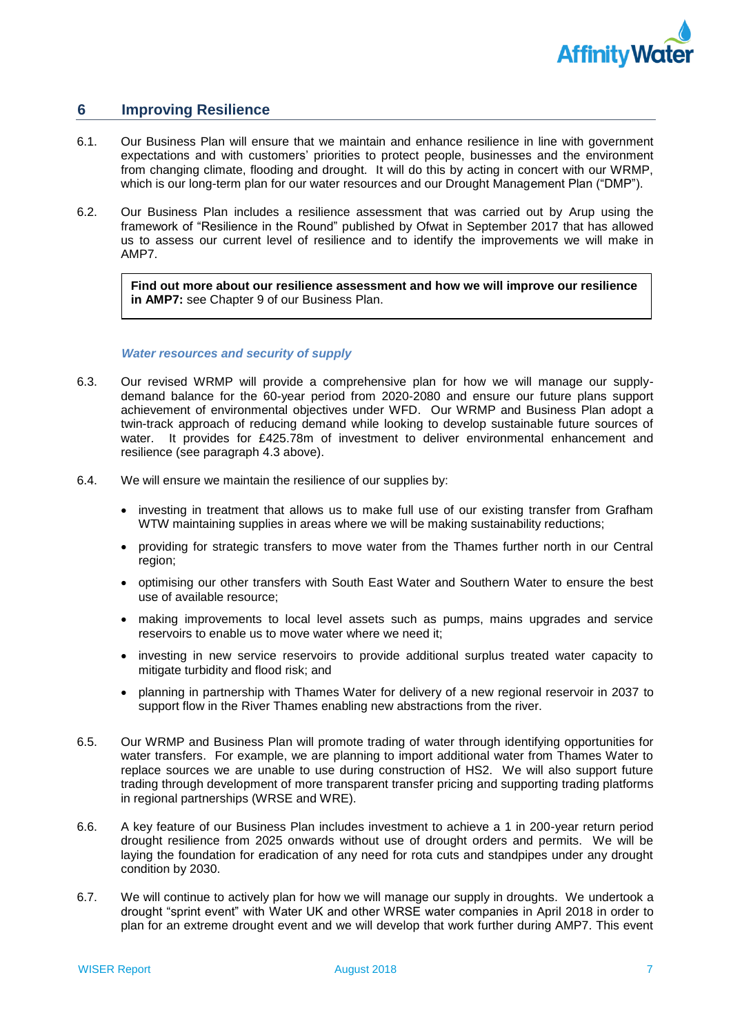## 6 Improving Resilience

6.1. Our Business Plan will ensure that we maintain and enhance resilience in line with government expectations and with customers' priorities to protect people, businesses and the environment from changing climate, flooding and drought. It will do this by acting in concert with our WRMP, which is our long-term plan for our water resources and our Drought Management Plan ("DMP").

6.2. Our Business Plan includes a resilience assessment that was carried out by Arup using the framework of "Resilience in the Round" published by Ofwat in September 2017 that has allowed us to assess our current level of resilience and to identify the improvements we will make in AMP7.

> **Find out more about our resilience assessment and how we will improve our resilience in AMP7:** see Chapter 9 of our Business Plan.

### *Water resources and security of supply*

6.3. Our revised WRMP will provide a comprehensive plan for how we will manage our supply-demand balance for the 60-year period from 2020-2080 and ensure our future plans support achievement of environmental objectives under WFD. Our WRMP and Business Plan adopt a twin-track approach of reducing demand while looking to develop sustainable future sources of water. It provides for £425.78m of investment to deliver environmental enhancement and resilience (see paragraph 4.3 above).

6.4. We will ensure we maintain the resilience of our supplies by:

- investing in treatment that allows us to make full use of our existing transfer from Grafham WTW maintaining supplies in areas where we will be making sustainability reductions;
- providing for strategic transfers to move water from the Thames further north in our Central region;
- optimising our other transfers with South East Water and Southern Water to ensure the best use of available resource;
- making improvements to local level assets such as pumps, mains upgrades and service reservoirs to enable us to move water where we need it;
- investing in new service reservoirs to provide additional surplus treated water capacity to mitigate turbidity and flood risk; and
- planning in partnership with Thames Water for delivery of a new regional reservoir in 2037 to support flow in the River Thames enabling new abstractions from the river.

6.5. Our WRMP and Business Plan will promote trading of water through identifying opportunities for water transfers. For example, we are planning to import additional water from Thames Water to replace sources we are unable to use during construction of HS2. We will also support future trading through development of more transparent transfer pricing and supporting trading platforms in regional partnerships (WRSE and WRE).

6.6. A key feature of our Business Plan includes investment to achieve a 1 in 200-year return period drought resilience from 2025 onwards without use of drought orders and permits. We will be laying the foundation for eradication of any need for rota cuts and standpipes under any drought condition by 2030.

6.7. We will continue to actively plan for how we will manage our supply in droughts. We undertook a drought "sprint event" with Water UK and other WRSE water companies in April 2018 in order to plan for an extreme drought event and we will develop that work further during AMP7. This event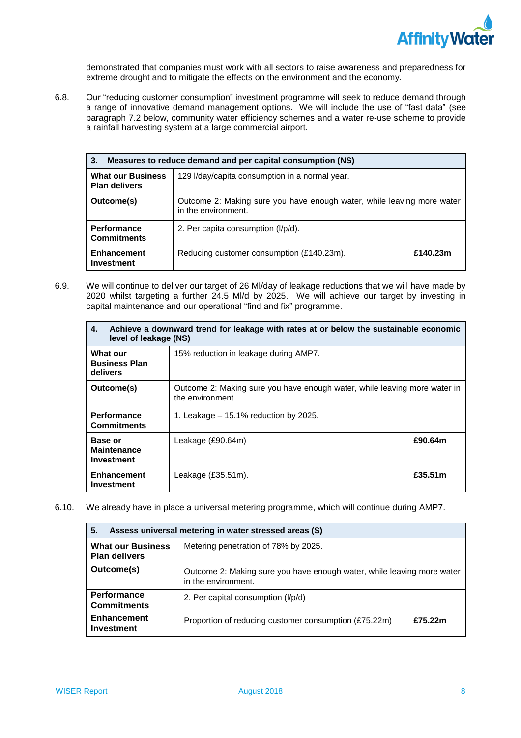demonstrated that companies must work with all sectors to raise awareness and preparedness for extreme drought and to mitigate the effects on the environment and the economy.

6.8. Our "reducing customer consumption" investment programme will seek to reduce demand through a range of innovative demand management options. We will include the use of "fast data" (see paragraph 7.2 below, community water efficiency schemes and a water re-use scheme to provide a rainfall harvesting system at a large commercial airport.

| **3. Measures to reduce demand and per capital consumption (NS)** | | |
|---|---|---|
| **What our Business Plan delivers** | 129 l/day/capita consumption in a normal year. | |
| **Outcome(s)** | Outcome 2: Making sure you have enough water, while leaving more water in the environment. | |
| **Performance Commitments** | 2. Per capita consumption (l/p/d). | |
| **Enhancement Investment** | Reducing customer consumption (£140.23m). | **£140.23m** |

6.9. We will continue to deliver our target of 26 Ml/day of leakage reductions that we will have made by 2020 whilst targeting a further 24.5 Ml/d by 2025. We will achieve our target by investing in capital maintenance and our operational "find and fix" programme.

| **4. Achieve a downward trend for leakage with rates at or below the sustainable economic level of leakage (NS)** | | |
|---|---|---|
| **What our Business Plan delivers** | 15% reduction in leakage during AMP7. | |
| **Outcome(s)** | Outcome 2: Making sure you have enough water, while leaving more water in the environment. | |
| **Performance Commitments** | 1. Leakage – 15.1% reduction by 2025. | |
| **Base or Maintenance Investment** | Leakage (£90.64m) | **£90.64m** |
| **Enhancement Investment** | Leakage (£35.51m). | **£35.51m** |

6.10. We already have in place a universal metering programme, which will continue during AMP7.

| **5. Assess universal metering in water stressed areas (S)** | | |
|---|---|---|
| **What our Business Plan delivers** | Metering penetration of 78% by 2025. | |
| **Outcome(s)** | Outcome 2: Making sure you have enough water, while leaving more water in the environment. | |
| **Performance Commitments** | 2. Per capital consumption (l/p/d) | |
| **Enhancement Investment** | Proportion of reducing customer consumption (£75.22m) | **£75.22m** |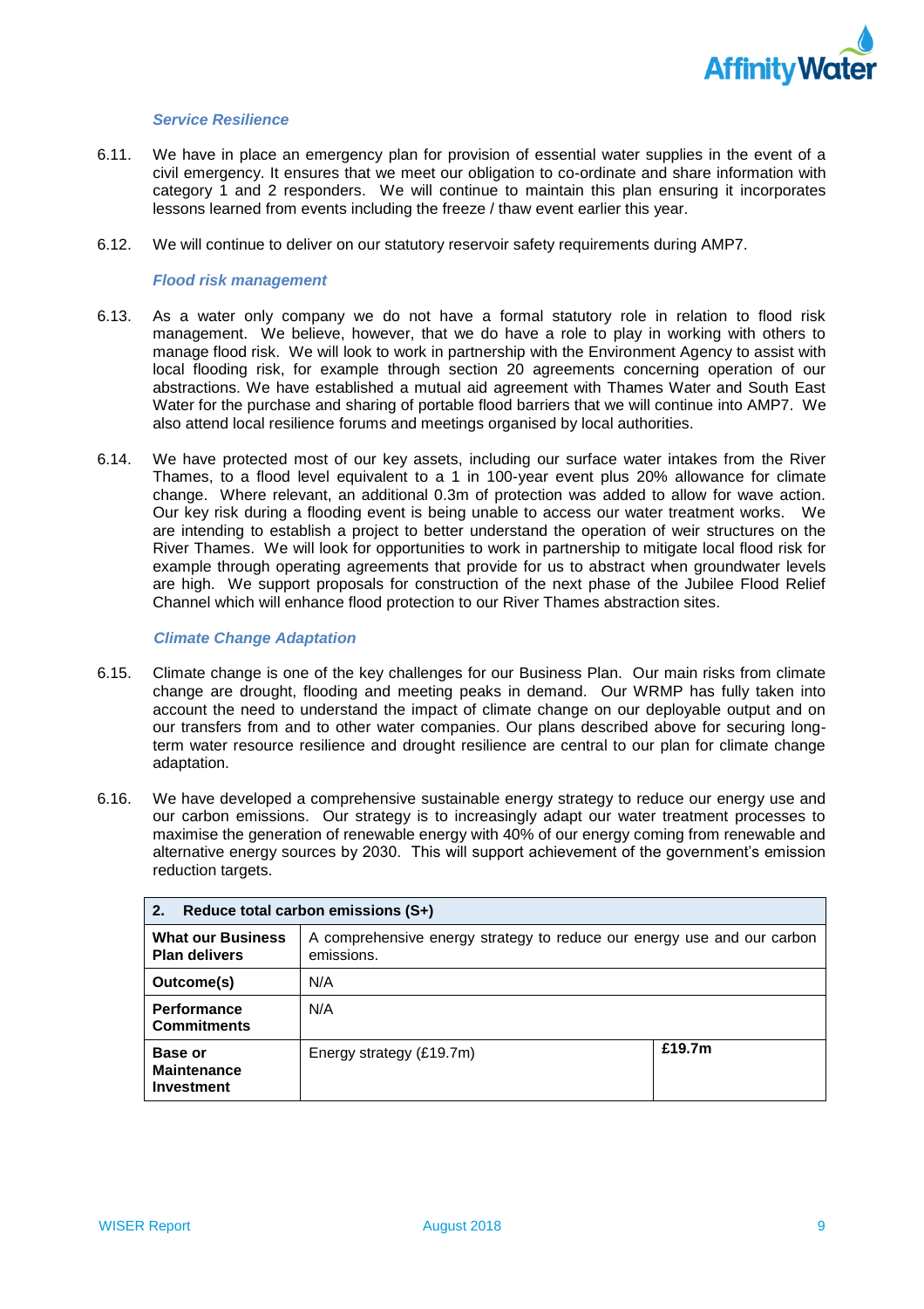### *Service Resilience*

6.11. We have in place an emergency plan for provision of essential water supplies in the event of a civil emergency. It ensures that we meet our obligation to co-ordinate and share information with category 1 and 2 responders. We will continue to maintain this plan ensuring it incorporates lessons learned from events including the freeze / thaw event earlier this year.

6.12. We will continue to deliver on our statutory reservoir safety requirements during AMP7.

### *Flood risk management*

6.13. As a water only company we do not have a formal statutory role in relation to flood risk management. We believe, however, that we do have a role to play in working with others to manage flood risk. We will look to work in partnership with the Environment Agency to assist with local flooding risk, for example through section 20 agreements concerning operation of our abstractions. We have established a mutual aid agreement with Thames Water and South East Water for the purchase and sharing of portable flood barriers that we will continue into AMP7. We also attend local resilience forums and meetings organised by local authorities.

6.14. We have protected most of our key assets, including our surface water intakes from the River Thames, to a flood level equivalent to a 1 in 100-year event plus 20% allowance for climate change. Where relevant, an additional 0.3m of protection was added to allow for wave action. Our key risk during a flooding event is being unable to access our water treatment works. We are intending to establish a project to better understand the operation of weir structures on the River Thames. We will look for opportunities to work in partnership to mitigate local flood risk for example through operating agreements that provide for us to abstract when groundwater levels are high. We support proposals for construction of the next phase of the Jubilee Flood Relief Channel which will enhance flood protection to our River Thames abstraction sites.

### *Climate Change Adaptation*

6.15. Climate change is one of the key challenges for our Business Plan. Our main risks from climate change are drought, flooding and meeting peaks in demand. Our WRMP has fully taken into account the need to understand the impact of climate change on our deployable output and on our transfers from and to other water companies. Our plans described above for securing long-term water resource resilience and drought resilience are central to our plan for climate change adaptation.

6.16. We have developed a comprehensive sustainable energy strategy to reduce our energy use and our carbon emissions. Our strategy is to increasingly adapt our water treatment processes to maximise the generation of renewable energy with 40% of our energy coming from renewable and alternative energy sources by 2030. This will support achievement of the government's emission reduction targets.

| **2. Reduce total carbon emissions (S+)** | | |
|---|---|---|
| **What our Business Plan delivers** | A comprehensive energy strategy to reduce our energy use and our carbon emissions. | |
| **Outcome(s)** | N/A | |
| **Performance Commitments** | N/A | |
| **Base or Maintenance Investment** | Energy strategy (£19.7m) | **£19.7m** |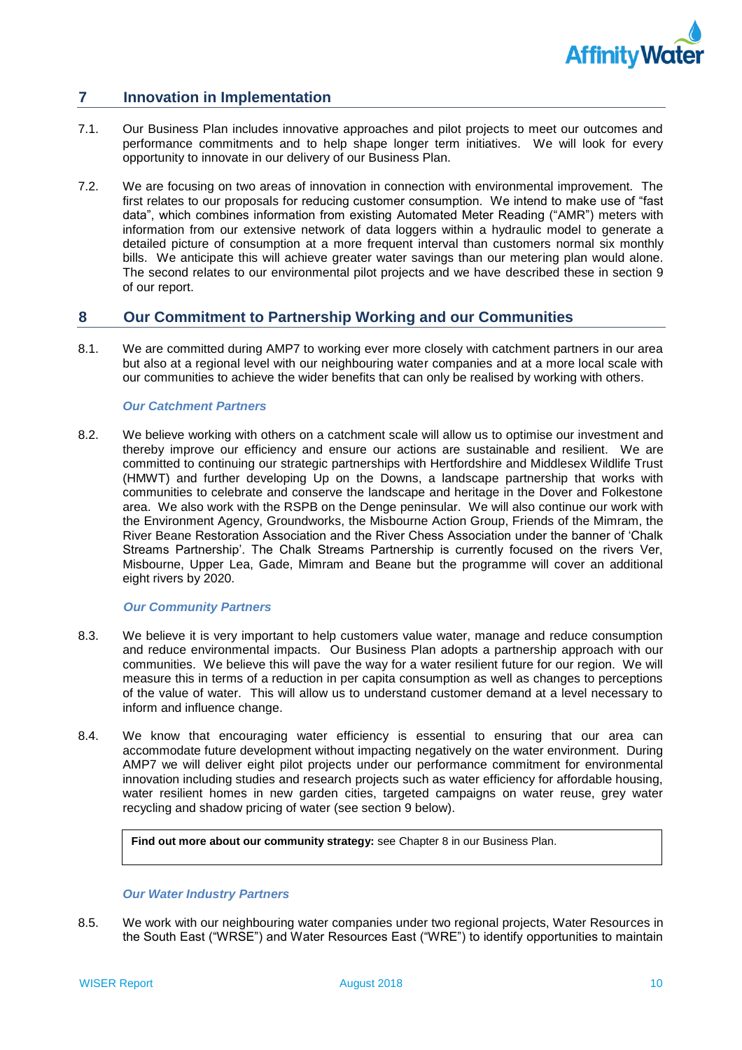## 7 Innovation in Implementation

7.1. Our Business Plan includes innovative approaches and pilot projects to meet our outcomes and performance commitments and to help shape longer term initiatives. We will look for every opportunity to innovate in our delivery of our Business Plan.

7.2. We are focusing on two areas of innovation in connection with environmental improvement. The first relates to our proposals for reducing customer consumption. We intend to make use of "fast data", which combines information from existing Automated Meter Reading ("AMR") meters with information from our extensive network of data loggers within a hydraulic model to generate a detailed picture of consumption at a more frequent interval than customers normal six monthly bills. We anticipate this will achieve greater water savings than our metering plan would alone. The second relates to our environmental pilot projects and we have described these in section 9 of our report.

## 8 Our Commitment to Partnership Working and our Communities

8.1. We are committed during AMP7 to working ever more closely with catchment partners in our area but also at a regional level with our neighbouring water companies and at a more local scale with our communities to achieve the wider benefits that can only be realised by working with others.

### *Our Catchment Partners*

8.2. We believe working with others on a catchment scale will allow us to optimise our investment and thereby improve our efficiency and ensure our actions are sustainable and resilient. We are committed to continuing our strategic partnerships with Hertfordshire and Middlesex Wildlife Trust (HMWT) and further developing Up on the Downs, a landscape partnership that works with communities to celebrate and conserve the landscape and heritage in the Dover and Folkestone area. We also work with the RSPB on the Denge peninsular. We will also continue our work with the Environment Agency, Groundworks, the Misbourne Action Group, Friends of the Mimram, the River Beane Restoration Association and the River Chess Association under the banner of 'Chalk Streams Partnership'. The Chalk Streams Partnership is currently focused on the rivers Ver, Misbourne, Upper Lea, Gade, Mimram and Beane but the programme will cover an additional eight rivers by 2020.

### *Our Community Partners*

8.3. We believe it is very important to help customers value water, manage and reduce consumption and reduce environmental impacts. Our Business Plan adopts a partnership approach with our communities. We believe this will pave the way for a water resilient future for our region. We will measure this in terms of a reduction in per capita consumption as well as changes to perceptions of the value of water. This will allow us to understand customer demand at a level necessary to inform and influence change.

8.4. We know that encouraging water efficiency is essential to ensuring that our area can accommodate future development without impacting negatively on the water environment. During AMP7 we will deliver eight pilot projects under our performance commitment for environmental innovation including studies and research projects such as water efficiency for affordable housing, water resilient homes in new garden cities, targeted campaigns on water reuse, grey water recycling and shadow pricing of water (see section 9 below).

> **Find out more about our community strategy:** see Chapter 8 in our Business Plan.

### *Our Water Industry Partners*

8.5. We work with our neighbouring water companies under two regional projects, Water Resources in the South East ("WRSE") and Water Resources East ("WRE") to identify opportunities to maintain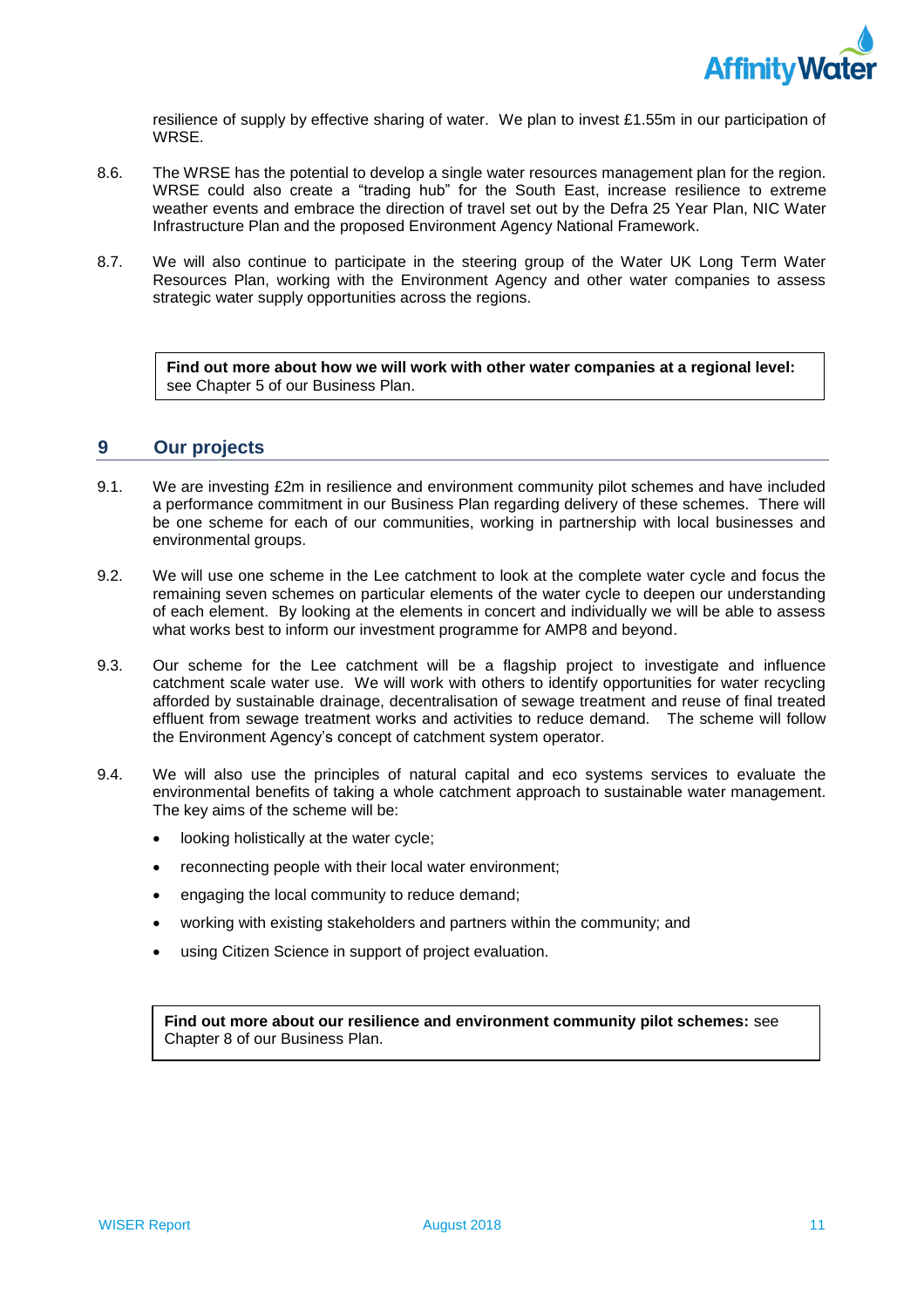resilience of supply by effective sharing of water. We plan to invest £1.55m in our participation of WRSE.

8.6. The WRSE has the potential to develop a single water resources management plan for the region. WRSE could also create a "trading hub" for the South East, increase resilience to extreme weather events and embrace the direction of travel set out by the Defra 25 Year Plan, NIC Water Infrastructure Plan and the proposed Environment Agency National Framework.

8.7. We will also continue to participate in the steering group of the Water UK Long Term Water Resources Plan, working with the Environment Agency and other water companies to assess strategic water supply opportunities across the regions.

> **Find out more about how we will work with other water companies at a regional level:** see Chapter 5 of our Business Plan.

## 9 Our projects

9.1. We are investing £2m in resilience and environment community pilot schemes and have included a performance commitment in our Business Plan regarding delivery of these schemes. There will be one scheme for each of our communities, working in partnership with local businesses and environmental groups.

9.2. We will use one scheme in the Lee catchment to look at the complete water cycle and focus the remaining seven schemes on particular elements of the water cycle to deepen our understanding of each element. By looking at the elements in concert and individually we will be able to assess what works best to inform our investment programme for AMP8 and beyond.

9.3. Our scheme for the Lee catchment will be a flagship project to investigate and influence catchment scale water use. We will work with others to identify opportunities for water recycling afforded by sustainable drainage, decentralisation of sewage treatment and reuse of final treated effluent from sewage treatment works and activities to reduce demand. The scheme will follow the Environment Agency's concept of catchment system operator.

9.4. We will also use the principles of natural capital and eco systems services to evaluate the environmental benefits of taking a whole catchment approach to sustainable water management. The key aims of the scheme will be:

- looking holistically at the water cycle;
- reconnecting people with their local water environment;
- engaging the local community to reduce demand;
- working with existing stakeholders and partners within the community; and
- using Citizen Science in support of project evaluation.

> **Find out more about our resilience and environment community pilot schemes:** see Chapter 8 of our Business Plan.